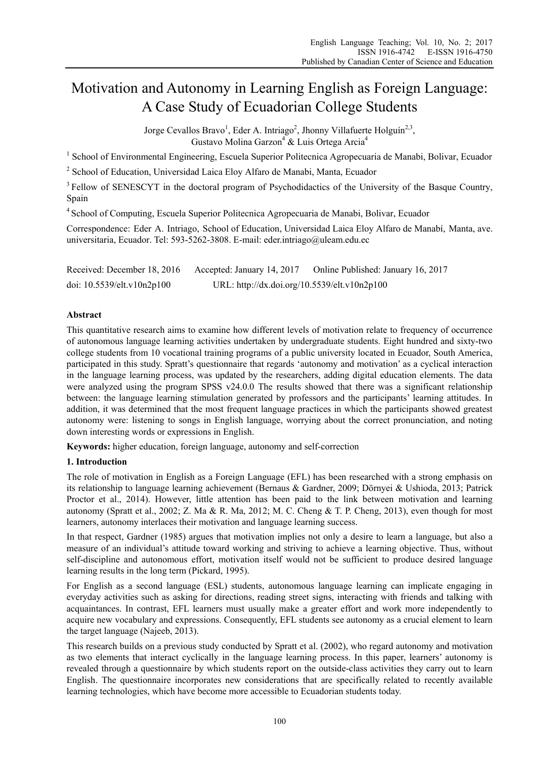# Motivation and Autonomy in Learning English as Foreign Language: A Case Study of Ecuadorian College Students

Jorge Cevallos Bravo[1], Eder A. Intriago[2], Jhonny Villafuerte Holguín[2,3], Gustavo Molina Garzon[4] & Luis Ortega Arcia[4]

[1] School of Environmental Engineering, Escuela Superior Politecnica Agropecuaria de Manabi, Bolivar, Ecuador

[2] School of Education, Universidad Laica Eloy Alfaro de Manabi, Manta, Ecuador

[3] Fellow of SENESCYT in the doctoral program of Psychodidactics of the University of the Basque Country, Spain

[4] School of Computing, Escuela Superior Politecnica Agropecuaria de Manabi, Bolivar, Ecuador

Correspondence: Eder A. Intriago, School of Education, Universidad Laica Eloy Alfaro de Manabí, Manta, ave. universitaria, Ecuador. Tel: 593-5262-3808. E-mail: eder.intriago@uleam.edu.ec

Received: December 18, 2016 Accepted: January 14, 2017 Online Published: January 16, 2017

doi: 10.5539/elt.v10n2p100 URL: http://dx.doi.org/10.5539/elt.v10n2p100

## Abstract

This quantitative research aims to examine how different levels of motivation relate to frequency of occurrence of autonomous language learning activities undertaken by undergraduate students. Eight hundred and sixty-two college students from 10 vocational training programs of a public university located in Ecuador, South America, participated in this study. Spratt's questionnaire that regards 'autonomy and motivation' as a cyclical interaction in the language learning process, was updated by the researchers, adding digital education elements. The data were analyzed using the program SPSS v24.0.0 The results showed that there was a significant relationship between: the language learning stimulation generated by professors and the participants' learning attitudes. In addition, it was determined that the most frequent language practices in which the participants showed greatest autonomy were: listening to songs in English language, worrying about the correct pronunciation, and noting down interesting words or expressions in English.

**Keywords:** higher education, foreign language, autonomy and self-correction

## 1. Introduction

The role of motivation in English as a Foreign Language (EFL) has been researched with a strong emphasis on its relationship to language learning achievement (Bernaus & Gardner, 2009; Dörnyei & Ushioda, 2013; Patrick Proctor et al., 2014). However, little attention has been paid to the link between motivation and learning autonomy (Spratt et al., 2002; Z. Ma & R. Ma, 2012; M. C. Cheng & T. P. Cheng, 2013), even though for most learners, autonomy interlaces their motivation and language learning success.

In that respect, Gardner (1985) argues that motivation implies not only a desire to learn a language, but also a measure of an individual's attitude toward working and striving to achieve a learning objective. Thus, without self-discipline and autonomous effort, motivation itself would not be sufficient to produce desired language learning results in the long term (Pickard, 1995).

For English as a second language (ESL) students, autonomous language learning can implicate engaging in everyday activities such as asking for directions, reading street signs, interacting with friends and talking with acquaintances. In contrast, EFL learners must usually make a greater effort and work more independently to acquire new vocabulary and expressions. Consequently, EFL students see autonomy as a crucial element to learn the target language (Najeeb, 2013).

This research builds on a previous study conducted by Spratt et al. (2002), who regard autonomy and motivation as two elements that interact cyclically in the language learning process. In this paper, learners' autonomy is revealed through a questionnaire by which students report on the outside-class activities they carry out to learn English. The questionnaire incorporates new considerations that are specifically related to recently available learning technologies, which have become more accessible to Ecuadorian students today.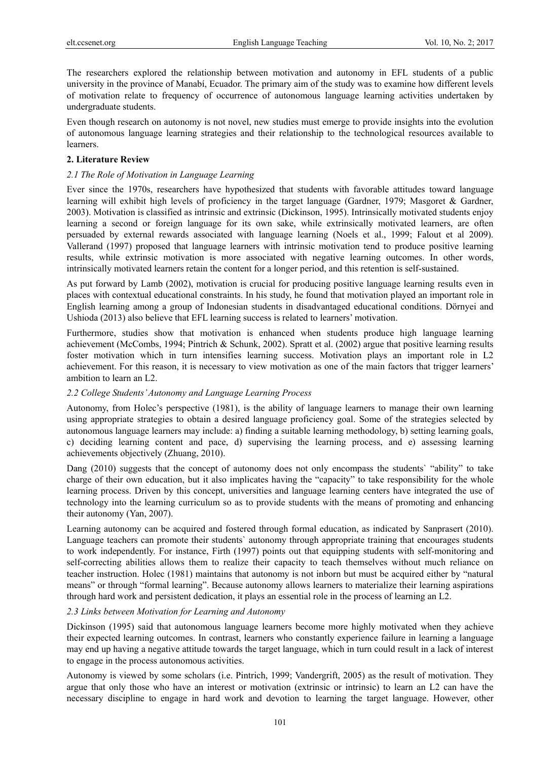The researchers explored the relationship between motivation and autonomy in EFL students of a public university in the province of Manabí, Ecuador. The primary aim of the study was to examine how different levels of motivation relate to frequency of occurrence of autonomous language learning activities undertaken by undergraduate students.

Even though research on autonomy is not novel, new studies must emerge to provide insights into the evolution of autonomous language learning strategies and their relationship to the technological resources available to learners.

## 2. Literature Review

### *2.1 The Role of Motivation in Language Learning*

Ever since the 1970s, researchers have hypothesized that students with favorable attitudes toward language learning will exhibit high levels of proficiency in the target language (Gardner, 1979; Masgoret & Gardner, 2003). Motivation is classified as intrinsic and extrinsic (Dickinson, 1995). Intrinsically motivated students enjoy learning a second or foreign language for its own sake, while extrinsically motivated learners, are often persuaded by external rewards associated with language learning (Noels et al., 1999; Falout et al 2009). Vallerand (1997) proposed that language learners with intrinsic motivation tend to produce positive learning results, while extrinsic motivation is more associated with negative learning outcomes. In other words, intrinsically motivated learners retain the content for a longer period, and this retention is self-sustained.

As put forward by Lamb (2002), motivation is crucial for producing positive language learning results even in places with contextual educational constraints. In his study, he found that motivation played an important role in English learning among a group of Indonesian students in disadvantaged educational conditions. Dörnyei and Ushioda (2013) also believe that EFL learning success is related to learners' motivation.

Furthermore, studies show that motivation is enhanced when students produce high language learning achievement (McCombs, 1994; Pintrich & Schunk, 2002). Spratt et al. (2002) argue that positive learning results foster motivation which in turn intensifies learning success. Motivation plays an important role in L2 achievement. For this reason, it is necessary to view motivation as one of the main factors that trigger learners' ambition to learn an L2.

### *2.2 College Students' Autonomy and Language Learning Process*

Autonomy, from Holec's perspective (1981), is the ability of language learners to manage their own learning using appropriate strategies to obtain a desired language proficiency goal. Some of the strategies selected by autonomous language learners may include: a) finding a suitable learning methodology, b) setting learning goals, c) deciding learning content and pace, d) supervising the learning process, and e) assessing learning achievements objectively (Zhuang, 2010).

Dang (2010) suggests that the concept of autonomy does not only encompass the students` "ability" to take charge of their own education, but it also implicates having the "capacity" to take responsibility for the whole learning process. Driven by this concept, universities and language learning centers have integrated the use of technology into the learning curriculum so as to provide students with the means of promoting and enhancing their autonomy (Yan, 2007).

Learning autonomy can be acquired and fostered through formal education, as indicated by Sanprasert (2010). Language teachers can promote their students` autonomy through appropriate training that encourages students to work independently. For instance, Firth (1997) points out that equipping students with self-monitoring and self-correcting abilities allows them to realize their capacity to teach themselves without much reliance on teacher instruction. Holec (1981) maintains that autonomy is not inborn but must be acquired either by "natural means" or through "formal learning". Because autonomy allows learners to materialize their learning aspirations through hard work and persistent dedication, it plays an essential role in the process of learning an L2.

### *2.3 Links between Motivation for Learning and Autonomy*

Dickinson (1995) said that autonomous language learners become more highly motivated when they achieve their expected learning outcomes. In contrast, learners who constantly experience failure in learning a language may end up having a negative attitude towards the target language, which in turn could result in a lack of interest to engage in the process autonomous activities.

Autonomy is viewed by some scholars (i.e. Pintrich, 1999; Vandergrift, 2005) as the result of motivation. They argue that only those who have an interest or motivation (extrinsic or intrinsic) to learn an L2 can have the necessary discipline to engage in hard work and devotion to learning the target language. However, other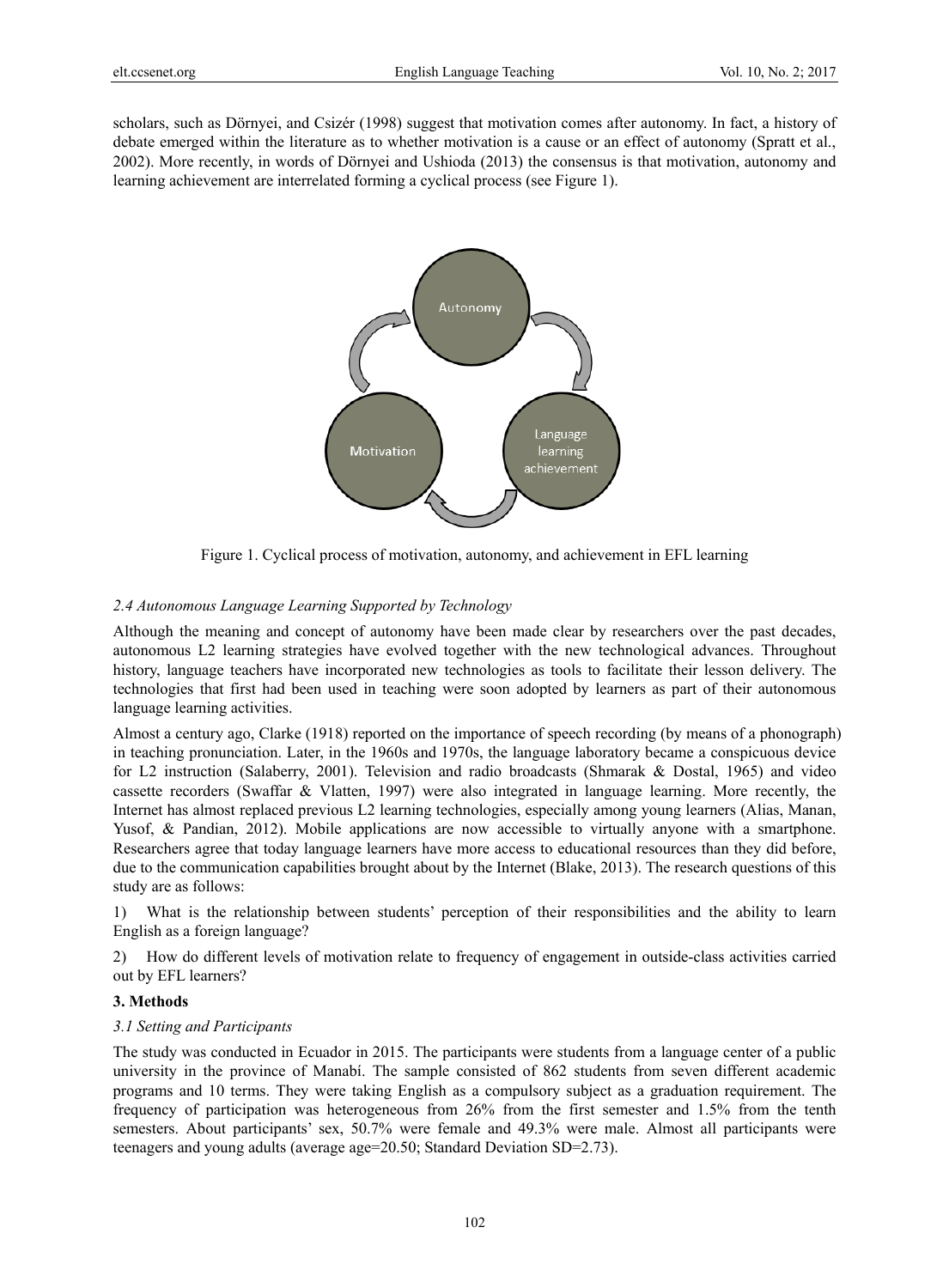scholars, such as Dörnyei, and Csizér (1998) suggest that motivation comes after autonomy. In fact, a history of debate emerged within the literature as to whether motivation is a cause or an effect of autonomy (Spratt et al., 2002). More recently, in words of Dörnyei and Ushioda (2013) the consensus is that motivation, autonomy and learning achievement are interrelated forming a cyclical process (see Figure 1).

Figure 1. Cyclical process of motivation, autonomy, and achievement in EFL learning

### *2.4 Autonomous Language Learning Supported by Technology*

Although the meaning and concept of autonomy have been made clear by researchers over the past decades, autonomous L2 learning strategies have evolved together with the new technological advances. Throughout history, language teachers have incorporated new technologies as tools to facilitate their lesson delivery. The technologies that first had been used in teaching were soon adopted by learners as part of their autonomous language learning activities.

Almost a century ago, Clarke (1918) reported on the importance of speech recording (by means of a phonograph) in teaching pronunciation. Later, in the 1960s and 1970s, the language laboratory became a conspicuous device for L2 instruction (Salaberry, 2001). Television and radio broadcasts (Shmarak & Dostal, 1965) and video cassette recorders (Swaffar & Vlatten, 1997) were also integrated in language learning. More recently, the Internet has almost replaced previous L2 learning technologies, especially among young learners (Alias, Manan, Yusof, & Pandian, 2012). Mobile applications are now accessible to virtually anyone with a smartphone. Researchers agree that today language learners have more access to educational resources than they did before, due to the communication capabilities brought about by the Internet (Blake, 2013). The research questions of this study are as follows:

1) What is the relationship between students' perception of their responsibilities and the ability to learn English as a foreign language?

2) How do different levels of motivation relate to frequency of engagement in outside-class activities carried out by EFL learners?

## 3. Methods

### *3.1 Setting and Participants*

The study was conducted in Ecuador in 2015. The participants were students from a language center of a public university in the province of Manabí. The sample consisted of 862 students from seven different academic programs and 10 terms. They were taking English as a compulsory subject as a graduation requirement. The frequency of participation was heterogeneous from 26% from the first semester and 1.5% from the tenth semesters. About participants' sex, 50.7% were female and 49.3% were male. Almost all participants were teenagers and young adults (average age=20.50; Standard Deviation SD=2.73).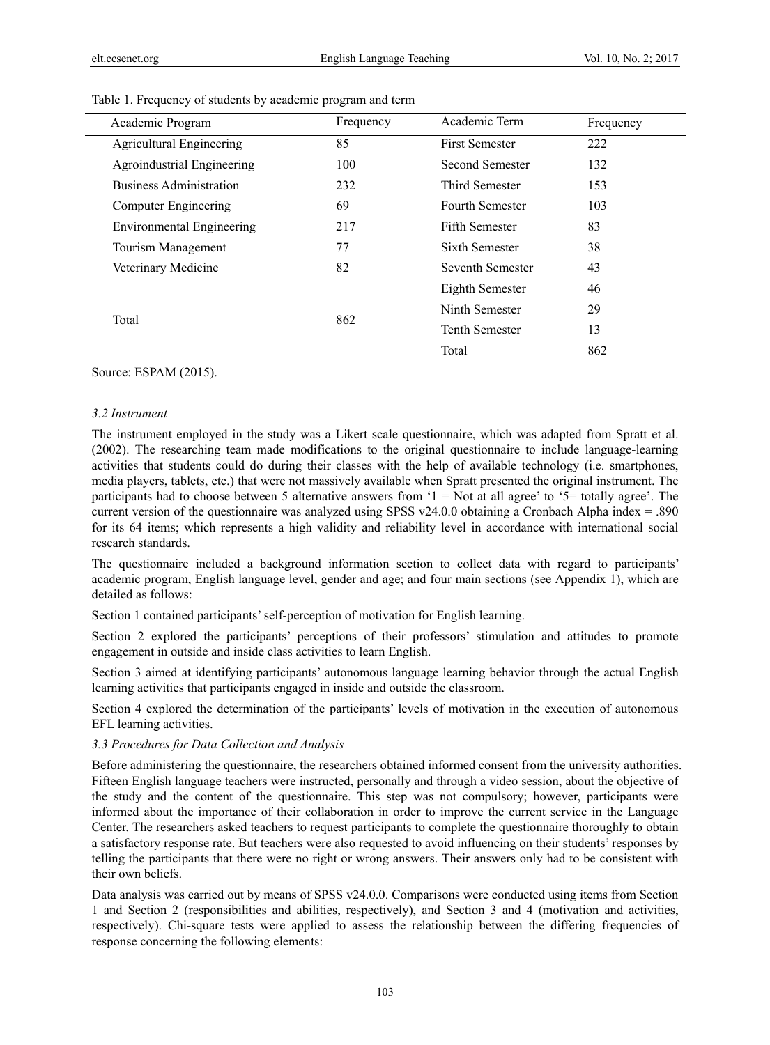Table 1. Frequency of students by academic program and term

| Academic Program | Frequency | Academic Term | Frequency |
|---|---|---|---|
| Agricultural Engineering | 85 | First Semester | 222 |
| Agroindustrial Engineering | 100 | Second Semester | 132 |
| Business Administration | 232 | Third Semester | 153 |
| Computer Engineering | 69 | Fourth Semester | 103 |
| Environmental Engineering | 217 | Fifth Semester | 83 |
| Tourism Management | 77 | Sixth Semester | 38 |
| Veterinary Medicine | 82 | Seventh Semester | 43 |
| | | Eighth Semester | 46 |
| Total | 862 | Ninth Semester | 29 |
| | | Tenth Semester | 13 |
| | | Total | 862 |

Source: ESPAM (2015).

### *3.2 Instrument*

The instrument employed in the study was a Likert scale questionnaire, which was adapted from Spratt et al. (2002). The researching team made modifications to the original questionnaire to include language-learning activities that students could do during their classes with the help of available technology (i.e. smartphones, media players, tablets, etc.) that were not massively available when Spratt presented the original instrument. The participants had to choose between 5 alternative answers from '1 = Not at all agree' to '5= totally agree'. The current version of the questionnaire was analyzed using SPSS v24.0.0 obtaining a Cronbach Alpha index = .890 for its 64 items; which represents a high validity and reliability level in accordance with international social research standards.

The questionnaire included a background information section to collect data with regard to participants' academic program, English language level, gender and age; and four main sections (see Appendix 1), which are detailed as follows:

Section 1 contained participants' self-perception of motivation for English learning.

Section 2 explored the participants' perceptions of their professors' stimulation and attitudes to promote engagement in outside and inside class activities to learn English.

Section 3 aimed at identifying participants' autonomous language learning behavior through the actual English learning activities that participants engaged in inside and outside the classroom.

Section 4 explored the determination of the participants' levels of motivation in the execution of autonomous EFL learning activities.

### *3.3 Procedures for Data Collection and Analysis*

Before administering the questionnaire, the researchers obtained informed consent from the university authorities. Fifteen English language teachers were instructed, personally and through a video session, about the objective of the study and the content of the questionnaire. This step was not compulsory; however, participants were informed about the importance of their collaboration in order to improve the current service in the Language Center. The researchers asked teachers to request participants to complete the questionnaire thoroughly to obtain a satisfactory response rate. But teachers were also requested to avoid influencing on their students' responses by telling the participants that there were no right or wrong answers. Their answers only had to be consistent with their own beliefs.

Data analysis was carried out by means of SPSS v24.0.0. Comparisons were conducted using items from Section 1 and Section 2 (responsibilities and abilities, respectively), and Section 3 and 4 (motivation and activities, respectively). Chi-square tests were applied to assess the relationship between the differing frequencies of response concerning the following elements: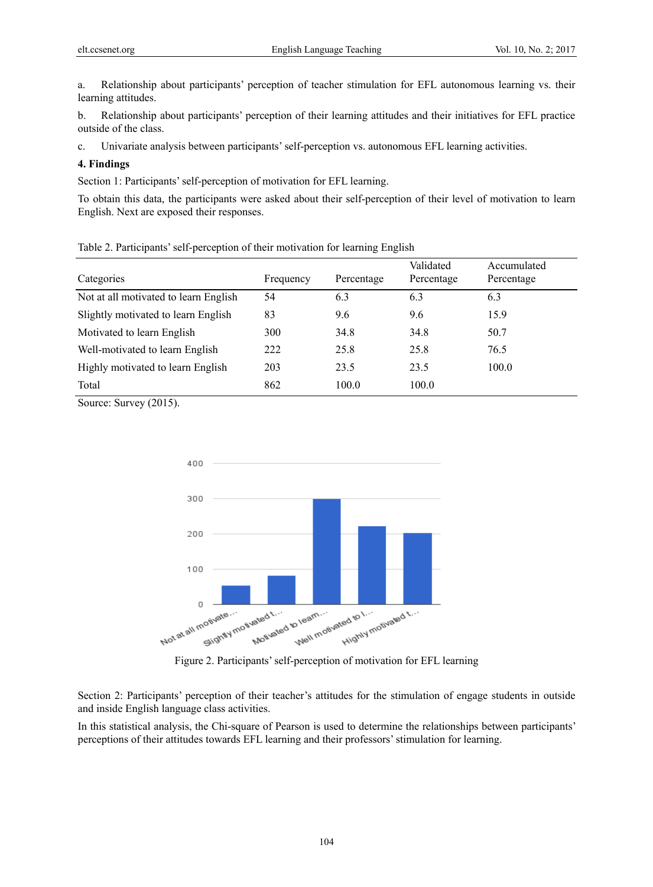a. Relationship about participants' perception of teacher stimulation for EFL autonomous learning vs. their learning attitudes.

b. Relationship about participants' perception of their learning attitudes and their initiatives for EFL practice outside of the class.

c. Univariate analysis between participants' self-perception vs. autonomous EFL learning activities.

## 4. Findings

Section 1: Participants' self-perception of motivation for EFL learning.

To obtain this data, the participants were asked about their self-perception of their level of motivation to learn English. Next are exposed their responses.

Table 2. Participants' self-perception of their motivation for learning English

| Categories | Frequency | Percentage | Validated Percentage | Accumulated Percentage |
|---|---|---|---|---|
| Not at all motivated to learn English | 54 | 6.3 | 6.3 | 6.3 |
| Slightly motivated to learn English | 83 | 9.6 | 9.6 | 15.9 |
| Motivated to learn English | 300 | 34.8 | 34.8 | 50.7 |
| Well-motivated to learn English | 222 | 25.8 | 25.8 | 76.5 |
| Highly motivated to learn English | 203 | 23.5 | 23.5 | 100.0 |
| Total | 862 | 100.0 | 100.0 | |

Source: Survey (2015).

Figure 2. Participants' self-perception of motivation for EFL learning

Section 2: Participants' perception of their teacher's attitudes for the stimulation of engage students in outside and inside English language class activities.

In this statistical analysis, the Chi-square of Pearson is used to determine the relationships between participants' perceptions of their attitudes towards EFL learning and their professors' stimulation for learning.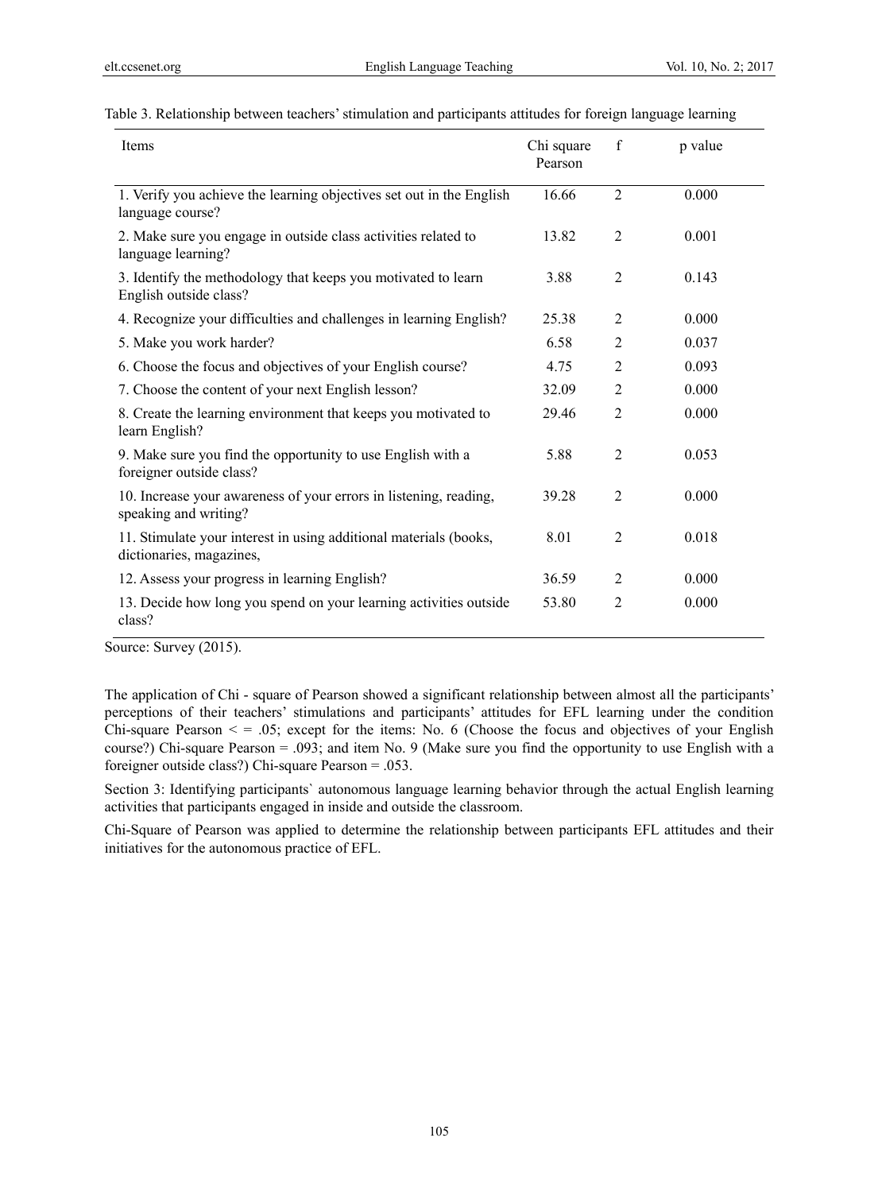Table 3. Relationship between teachers' stimulation and participants attitudes for foreign language learning

| Items | Chi square Pearson | f | p value |
|---|---|---|---|
| 1. Verify you achieve the learning objectives set out in the English language course? | 16.66 | 2 | 0.000 |
| 2. Make sure you engage in outside class activities related to language learning? | 13.82 | 2 | 0.001 |
| 3. Identify the methodology that keeps you motivated to learn English outside class? | 3.88 | 2 | 0.143 |
| 4. Recognize your difficulties and challenges in learning English? | 25.38 | 2 | 0.000 |
| 5. Make you work harder? | 6.58 | 2 | 0.037 |
| 6. Choose the focus and objectives of your English course? | 4.75 | 2 | 0.093 |
| 7. Choose the content of your next English lesson? | 32.09 | 2 | 0.000 |
| 8. Create the learning environment that keeps you motivated to learn English? | 29.46 | 2 | 0.000 |
| 9. Make sure you find the opportunity to use English with a foreigner outside class? | 5.88 | 2 | 0.053 |
| 10. Increase your awareness of your errors in listening, reading, speaking and writing? | 39.28 | 2 | 0.000 |
| 11. Stimulate your interest in using additional materials (books, dictionaries, magazines, | 8.01 | 2 | 0.018 |
| 12. Assess your progress in learning English? | 36.59 | 2 | 0.000 |
| 13. Decide how long you spend on your learning activities outside class? | 53.80 | 2 | 0.000 |

Source: Survey (2015).

The application of Chi - square of Pearson showed a significant relationship between almost all the participants' perceptions of their teachers' stimulations and participants' attitudes for EFL learning under the condition Chi-square Pearson < = .05; except for the items: No. 6 (Choose the focus and objectives of your English course?) Chi-square Pearson = .093; and item No. 9 (Make sure you find the opportunity to use English with a foreigner outside class?) Chi-square Pearson = .053.

Section 3: Identifying participants` autonomous language learning behavior through the actual English learning activities that participants engaged in inside and outside the classroom.

Chi-Square of Pearson was applied to determine the relationship between participants EFL attitudes and their initiatives for the autonomous practice of EFL.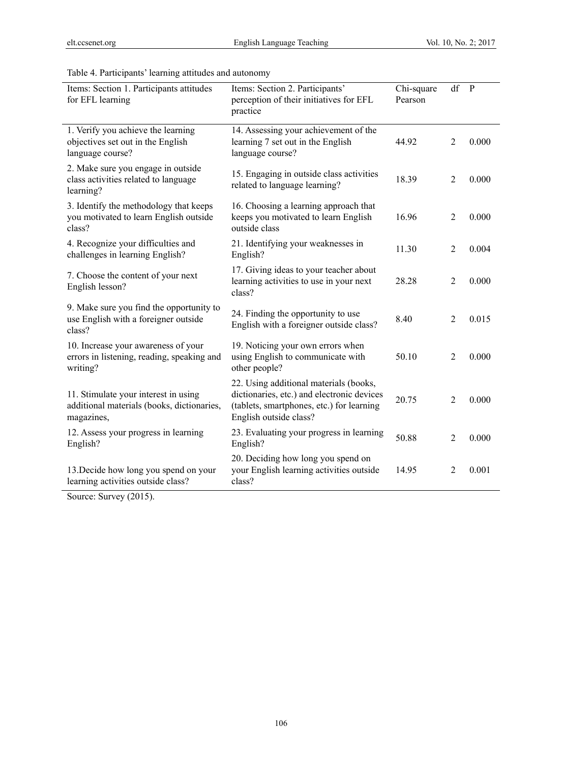Table 4. Participants' learning attitudes and autonomy

| Items: Section 1. Participants attitudes for EFL learning | Items: Section 2. Participants' perception of their initiatives for EFL practice | Chi-square Pearson | df | P |
|---|---|---|---|---|
| 1. Verify you achieve the learning objectives set out in the English language course? | 14. Assessing your achievement of the learning 7 set out in the English language course? | 44.92 | 2 | 0.000 |
| 2. Make sure you engage in outside class activities related to language learning? | 15. Engaging in outside class activities related to language learning? | 18.39 | 2 | 0.000 |
| 3. Identify the methodology that keeps you motivated to learn English outside class? | 16. Choosing a learning approach that keeps you motivated to learn English outside class | 16.96 | 2 | 0.000 |
| 4. Recognize your difficulties and challenges in learning English? | 21. Identifying your weaknesses in English? | 11.30 | 2 | 0.004 |
| 7. Choose the content of your next English lesson? | 17. Giving ideas to your teacher about learning activities to use in your next class? | 28.28 | 2 | 0.000 |
| 9. Make sure you find the opportunity to use English with a foreigner outside class? | 24. Finding the opportunity to use English with a foreigner outside class? | 8.40 | 2 | 0.015 |
| 10. Increase your awareness of your errors in listening, reading, speaking and writing? | 19. Noticing your own errors when using English to communicate with other people? | 50.10 | 2 | 0.000 |
| 11. Stimulate your interest in using additional materials (books, dictionaries, magazines, | 22. Using additional materials (books, dictionaries, etc.) and electronic devices (tablets, smartphones, etc.) for learning English outside class? | 20.75 | 2 | 0.000 |
| 12. Assess your progress in learning English? | 23. Evaluating your progress in learning English? | 50.88 | 2 | 0.000 |
| 13.Decide how long you spend on your learning activities outside class? | 20. Deciding how long you spend on your English learning activities outside class? | 14.95 | 2 | 0.001 |

Source: Survey (2015).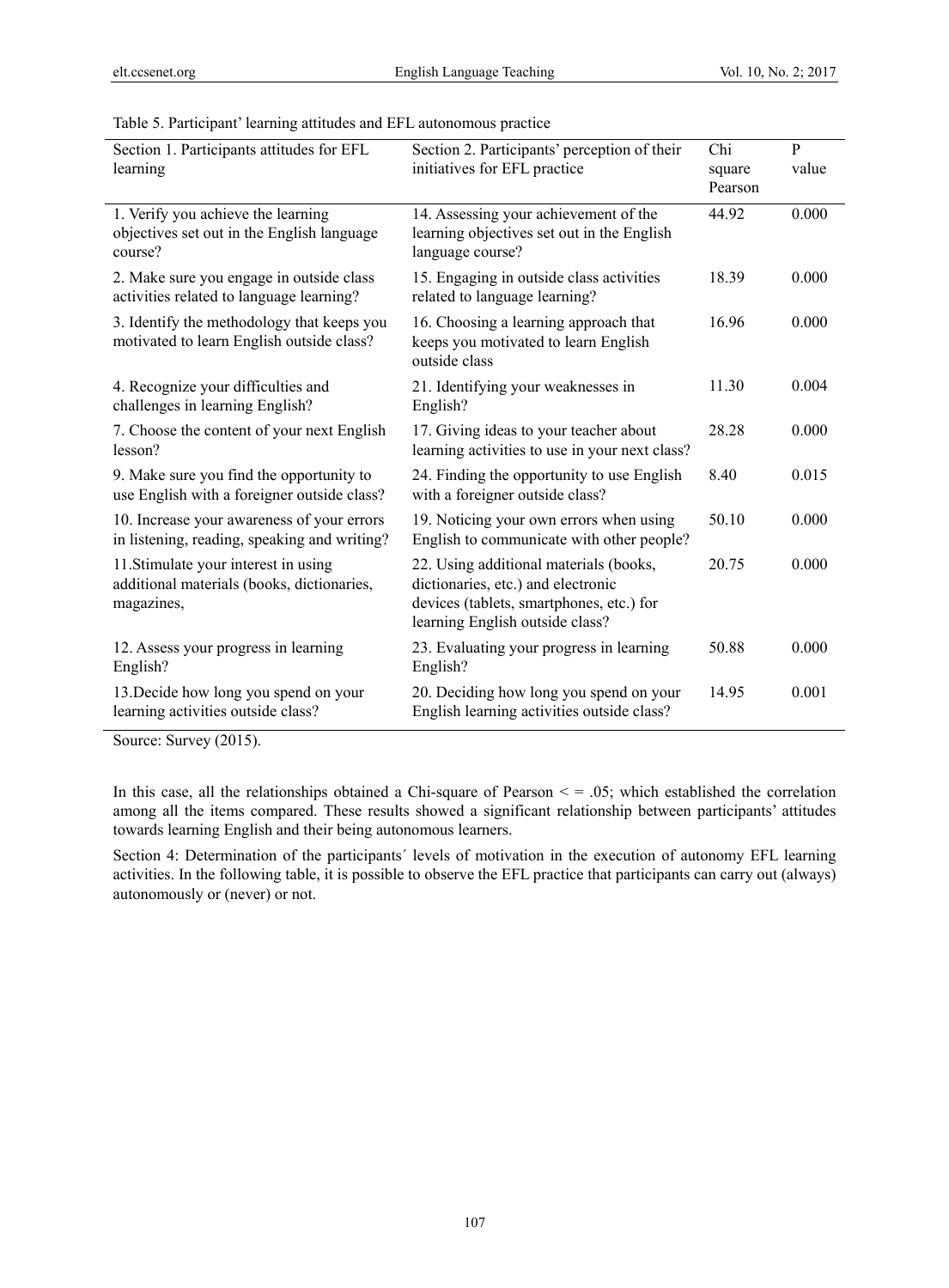Table 5. Participant' learning attitudes and EFL autonomous practice

| Section 1. Participants attitudes for EFL learning | Section 2. Participants' perception of their initiatives for EFL practice | Chi square Pearson | P value |
|---|---|---|---|
| 1. Verify you achieve the learning objectives set out in the English language course? | 14. Assessing your achievement of the learning objectives set out in the English language course? | 44.92 | 0.000 |
| 2. Make sure you engage in outside class activities related to language learning? | 15. Engaging in outside class activities related to language learning? | 18.39 | 0.000 |
| 3. Identify the methodology that keeps you motivated to learn English outside class? | 16. Choosing a learning approach that keeps you motivated to learn English outside class | 16.96 | 0.000 |
| 4. Recognize your difficulties and challenges in learning English? | 21. Identifying your weaknesses in English? | 11.30 | 0.004 |
| 7. Choose the content of your next English lesson? | 17. Giving ideas to your teacher about learning activities to use in your next class? | 28.28 | 0.000 |
| 9. Make sure you find the opportunity to use English with a foreigner outside class? | 24. Finding the opportunity to use English with a foreigner outside class? | 8.40 | 0.015 |
| 10. Increase your awareness of your errors in listening, reading, speaking and writing? | 19. Noticing your own errors when using English to communicate with other people? | 50.10 | 0.000 |
| 11.Stimulate your interest in using additional materials (books, dictionaries, magazines, | 22. Using additional materials (books, dictionaries, etc.) and electronic devices (tablets, smartphones, etc.) for learning English outside class? | 20.75 | 0.000 |
| 12. Assess your progress in learning English? | 23. Evaluating your progress in learning English? | 50.88 | 0.000 |
| 13.Decide how long you spend on your learning activities outside class? | 20. Deciding how long you spend on your English learning activities outside class? | 14.95 | 0.001 |

Source: Survey (2015).

In this case, all the relationships obtained a Chi-square of Pearson $< = .05$; which established the correlation among all the items compared. These results showed a significant relationship between participants' attitudes towards learning English and their being autonomous learners.

Section 4: Determination of the participants´ levels of motivation in the execution of autonomy EFL learning activities. In the following table, it is possible to observe the EFL practice that participants can carry out (always) autonomously or (never) or not.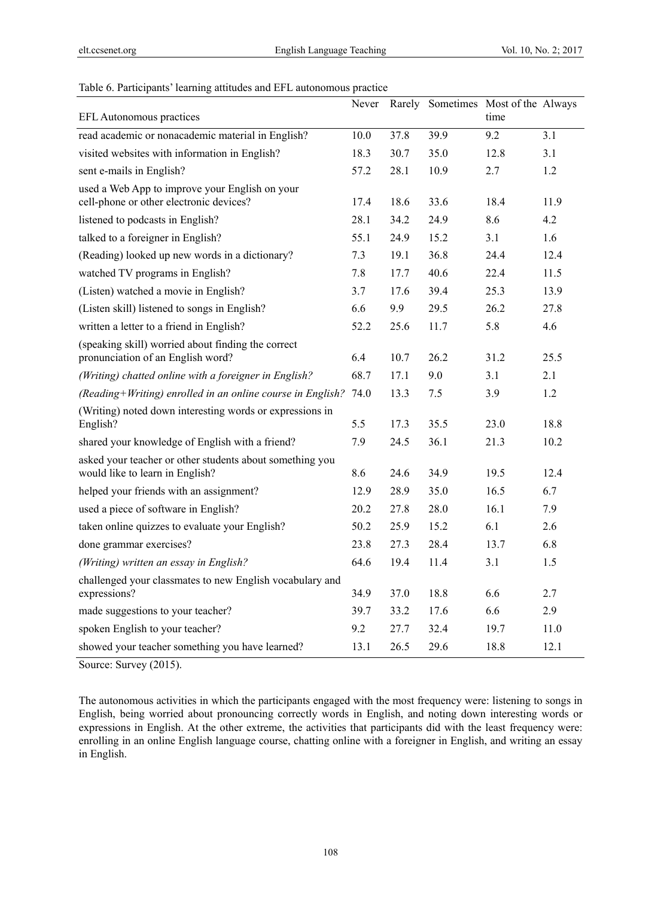Table 6. Participants' learning attitudes and EFL autonomous practice

| EFL Autonomous practices | Never | Rarely | Sometimes | Most of the time | Always |
|---|---|---|---|---|---|
| read academic or nonacademic material in English? | 10.0 | 37.8 | 39.9 | 9.2 | 3.1 |
| visited websites with information in English? | 18.3 | 30.7 | 35.0 | 12.8 | 3.1 |
| sent e-mails in English? | 57.2 | 28.1 | 10.9 | 2.7 | 1.2 |
| used a Web App to improve your English on your cell-phone or other electronic devices? | 17.4 | 18.6 | 33.6 | 18.4 | 11.9 |
| listened to podcasts in English? | 28.1 | 34.2 | 24.9 | 8.6 | 4.2 |
| talked to a foreigner in English? | 55.1 | 24.9 | 15.2 | 3.1 | 1.6 |
| (Reading) looked up new words in a dictionary? | 7.3 | 19.1 | 36.8 | 24.4 | 12.4 |
| watched TV programs in English? | 7.8 | 17.7 | 40.6 | 22.4 | 11.5 |
| (Listen) watched a movie in English? | 3.7 | 17.6 | 39.4 | 25.3 | 13.9 |
| (Listen skill) listened to songs in English? | 6.6 | 9.9 | 29.5 | 26.2 | 27.8 |
| written a letter to a friend in English? | 52.2 | 25.6 | 11.7 | 5.8 | 4.6 |
| (speaking skill) worried about finding the correct pronunciation of an English word? | 6.4 | 10.7 | 26.2 | 31.2 | 25.5 |
| *(Writing) chatted online with a foreigner in English?* | 68.7 | 17.1 | 9.0 | 3.1 | 2.1 |
| *(Reading+Writing) enrolled in an online course in English?* | 74.0 | 13.3 | 7.5 | 3.9 | 1.2 |
| (Writing) noted down interesting words or expressions in English? | 5.5 | 17.3 | 35.5 | 23.0 | 18.8 |
| shared your knowledge of English with a friend? | 7.9 | 24.5 | 36.1 | 21.3 | 10.2 |
| asked your teacher or other students about something you would like to learn in English? | 8.6 | 24.6 | 34.9 | 19.5 | 12.4 |
| helped your friends with an assignment? | 12.9 | 28.9 | 35.0 | 16.5 | 6.7 |
| used a piece of software in English? | 20.2 | 27.8 | 28.0 | 16.1 | 7.9 |
| taken online quizzes to evaluate your English? | 50.2 | 25.9 | 15.2 | 6.1 | 2.6 |
| done grammar exercises? | 23.8 | 27.3 | 28.4 | 13.7 | 6.8 |
| *(Writing) written an essay in English?* | 64.6 | 19.4 | 11.4 | 3.1 | 1.5 |
| challenged your classmates to new English vocabulary and expressions? | 34.9 | 37.0 | 18.8 | 6.6 | 2.7 |
| made suggestions to your teacher? | 39.7 | 33.2 | 17.6 | 6.6 | 2.9 |
| spoken English to your teacher? | 9.2 | 27.7 | 32.4 | 19.7 | 11.0 |
| showed your teacher something you have learned? | 13.1 | 26.5 | 29.6 | 18.8 | 12.1 |

Source: Survey (2015).

The autonomous activities in which the participants engaged with the most frequency were: listening to songs in English, being worried about pronouncing correctly words in English, and noting down interesting words or expressions in English. At the other extreme, the activities that participants did with the least frequency were: enrolling in an online English language course, chatting online with a foreigner in English, and writing an essay in English.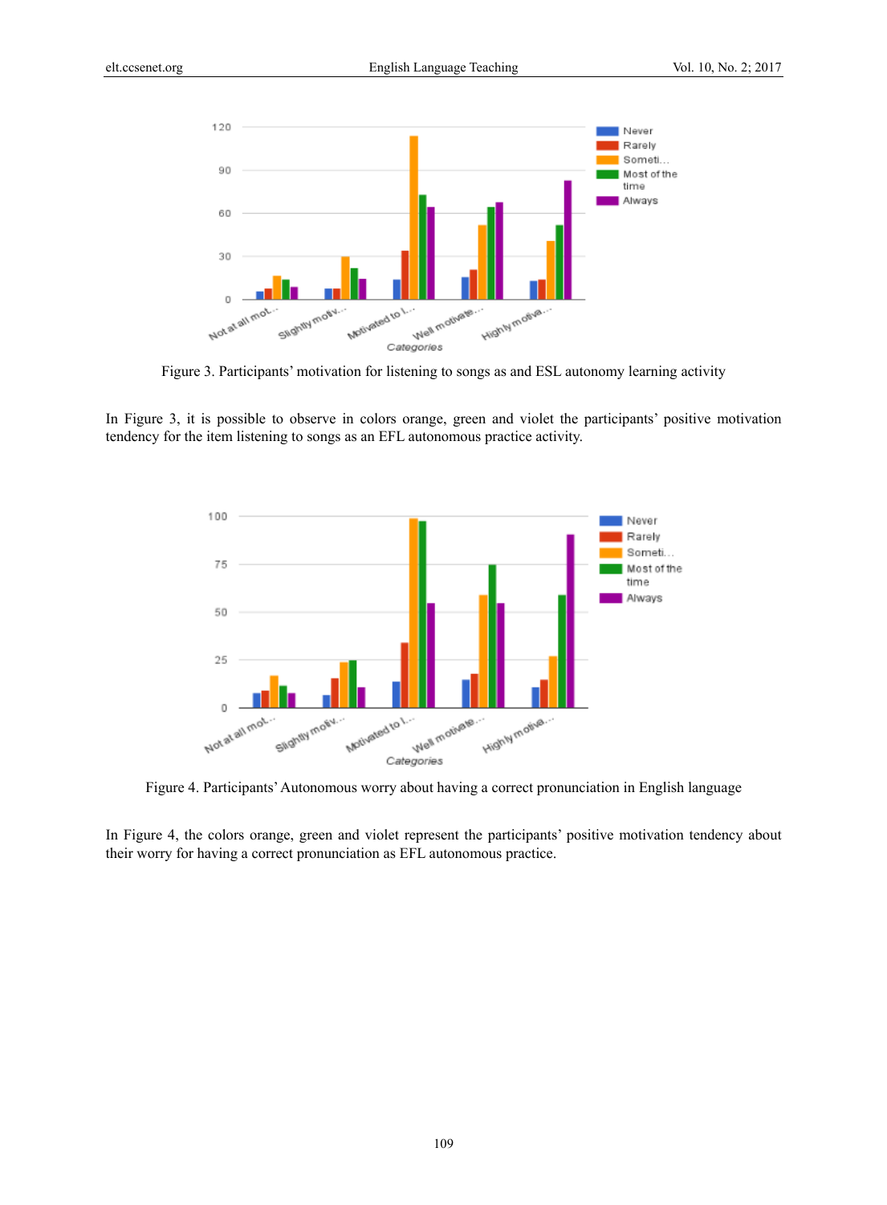Figure 3. Participants' motivation for listening to songs as and ESL autonomy learning activity

In Figure 3, it is possible to observe in colors orange, green and violet the participants' positive motivation tendency for the item listening to songs as an EFL autonomous practice activity.

Figure 4. Participants' Autonomous worry about having a correct pronunciation in English language

In Figure 4, the colors orange, green and violet represent the participants' positive motivation tendency about their worry for having a correct pronunciation as EFL autonomous practice.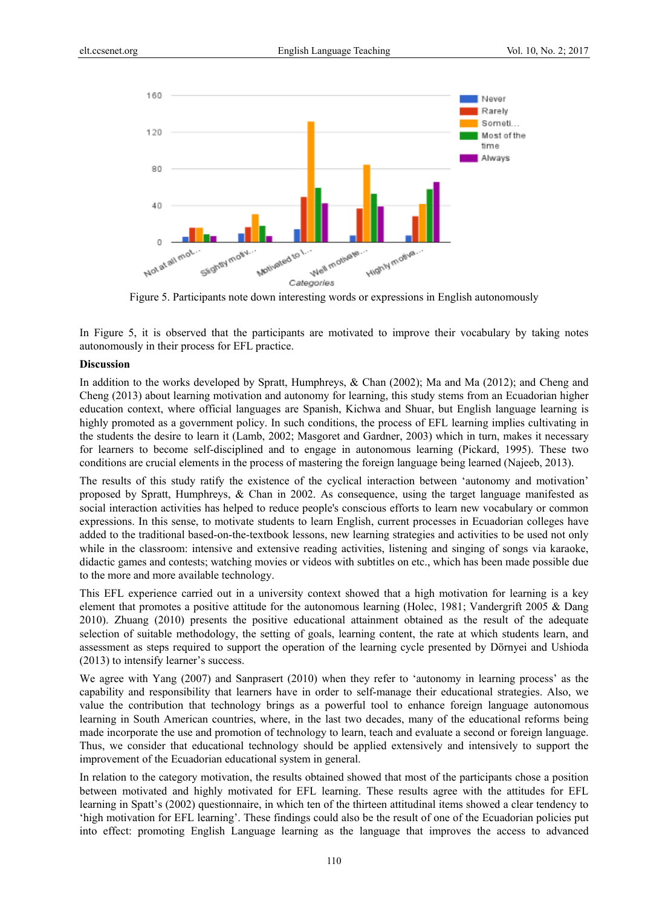160
120
80
40
0

Never
Rarely
Someti...
Most of the time
Always

Not at all mot...
Slightly motiv...
Motivated to l...
Well motivate...
Highly motiva...

Categories

Figure 5. Participants note down interesting words or expressions in English autonomously

In Figure 5, it is observed that the participants are motivated to improve their vocabulary by taking notes autonomously in their process for EFL practice.

**Discussion**

In addition to the works developed by Spratt, Humphreys, & Chan (2002); Ma and Ma (2012); and Cheng and Cheng (2013) about learning motivation and autonomy for learning, this study stems from an Ecuadorian higher education context, where official languages are Spanish, Kichwa and Shuar, but English language learning is highly promoted as a government policy. In such conditions, the process of EFL learning implies cultivating in the students the desire to learn it (Lamb, 2002; Masgoret and Gardner, 2003) which in turn, makes it necessary for learners to become self-disciplined and to engage in autonomous learning (Pickard, 1995). These two conditions are crucial elements in the process of mastering the foreign language being learned (Najeeb, 2013).

The results of this study ratify the existence of the cyclical interaction between 'autonomy and motivation' proposed by Spratt, Humphreys, & Chan in 2002. As consequence, using the target language manifested as social interaction activities has helped to reduce people's conscious efforts to learn new vocabulary or common expressions. In this sense, to motivate students to learn English, current processes in Ecuadorian colleges have added to the traditional based-on-the-textbook lessons, new learning strategies and activities to be used not only while in the classroom: intensive and extensive reading activities, listening and singing of songs via karaoke, didactic games and contests; watching movies or videos with subtitles on etc., which has been made possible due to the more and more available technology.

This EFL experience carried out in a university context showed that a high motivation for learning is a key element that promotes a positive attitude for the autonomous learning (Holec, 1981; Vandergrift 2005 & Dang 2010). Zhuang (2010) presents the positive educational attainment obtained as the result of the adequate selection of suitable methodology, the setting of goals, learning content, the rate at which students learn, and assessment as steps required to support the operation of the learning cycle presented by Dörnyei and Ushioda (2013) to intensify learner's success.

We agree with Yang (2007) and Sanprasert (2010) when they refer to 'autonomy in learning process' as the capability and responsibility that learners have in order to self-manage their educational strategies. Also, we value the contribution that technology brings as a powerful tool to enhance foreign language autonomous learning in South American countries, where, in the last two decades, many of the educational reforms being made incorporate the use and promotion of technology to learn, teach and evaluate a second or foreign language. Thus, we consider that educational technology should be applied extensively and intensively to support the improvement of the Ecuadorian educational system in general.

In relation to the category motivation, the results obtained showed that most of the participants chose a position between motivated and highly motivated for EFL learning. These results agree with the attitudes for EFL learning in Spatt's (2002) questionnaire, in which ten of the thirteen attitudinal items showed a clear tendency to 'high motivation for EFL learning'. These findings could also be the result of one of the Ecuadorian policies put into effect: promoting English Language learning as the language that improves the access to advanced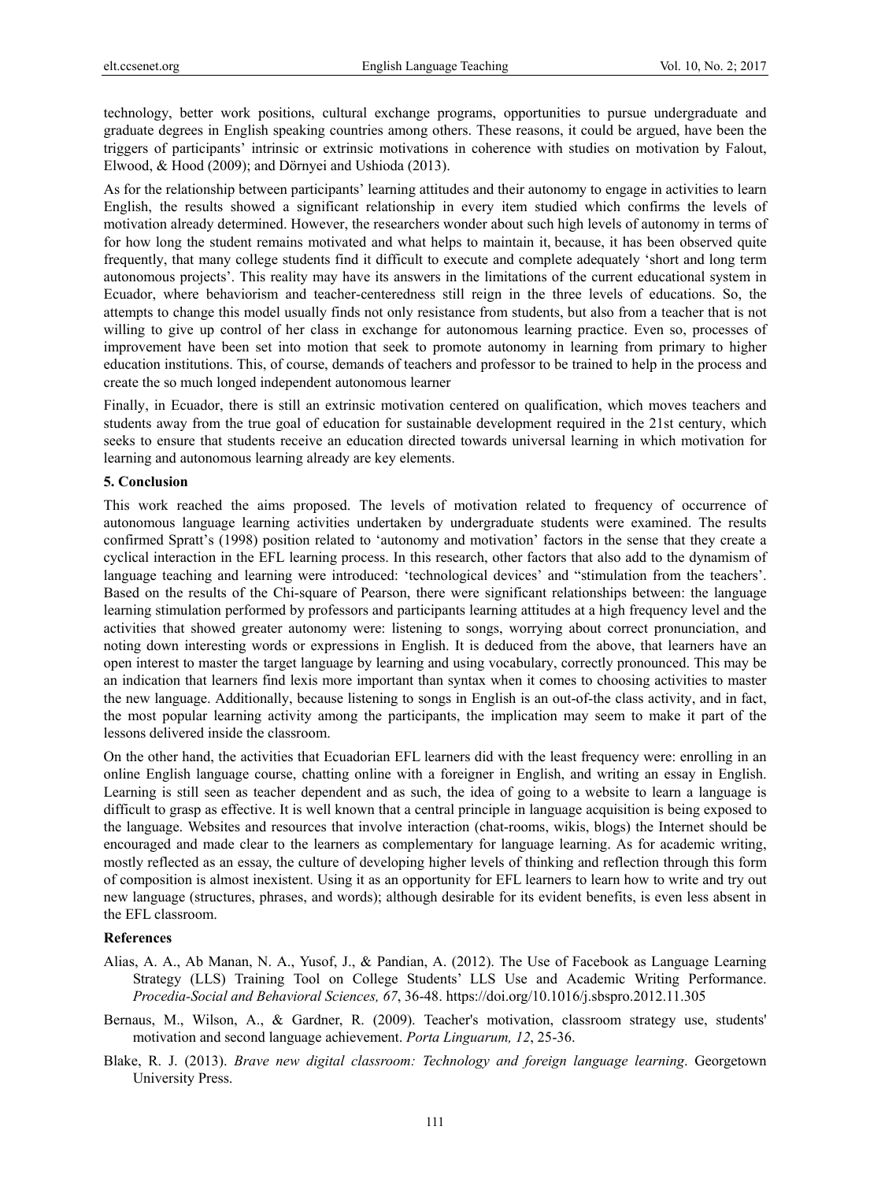technology, better work positions, cultural exchange programs, opportunities to pursue undergraduate and graduate degrees in English speaking countries among others. These reasons, it could be argued, have been the triggers of participants' intrinsic or extrinsic motivations in coherence with studies on motivation by Falout, Elwood, & Hood (2009); and Dörnyei and Ushioda (2013).

As for the relationship between participants' learning attitudes and their autonomy to engage in activities to learn English, the results showed a significant relationship in every item studied which confirms the levels of motivation already determined. However, the researchers wonder about such high levels of autonomy in terms of for how long the student remains motivated and what helps to maintain it, because, it has been observed quite frequently, that many college students find it difficult to execute and complete adequately 'short and long term autonomous projects'. This reality may have its answers in the limitations of the current educational system in Ecuador, where behaviorism and teacher-centeredness still reign in the three levels of educations. So, the attempts to change this model usually finds not only resistance from students, but also from a teacher that is not willing to give up control of her class in exchange for autonomous learning practice. Even so, processes of improvement have been set into motion that seek to promote autonomy in learning from primary to higher education institutions. This, of course, demands of teachers and professor to be trained to help in the process and create the so much longed independent autonomous learner

Finally, in Ecuador, there is still an extrinsic motivation centered on qualification, which moves teachers and students away from the true goal of education for sustainable development required in the 21st century, which seeks to ensure that students receive an education directed towards universal learning in which motivation for learning and autonomous learning already are key elements.

## 5. Conclusion

This work reached the aims proposed. The levels of motivation related to frequency of occurrence of autonomous language learning activities undertaken by undergraduate students were examined. The results confirmed Spratt's (1998) position related to 'autonomy and motivation' factors in the sense that they create a cyclical interaction in the EFL learning process. In this research, other factors that also add to the dynamism of language teaching and learning were introduced: 'technological devices' and "stimulation from the teachers'. Based on the results of the Chi-square of Pearson, there were significant relationships between: the language learning stimulation performed by professors and participants learning attitudes at a high frequency level and the activities that showed greater autonomy were: listening to songs, worrying about correct pronunciation, and noting down interesting words or expressions in English. It is deduced from the above, that learners have an open interest to master the target language by learning and using vocabulary, correctly pronounced. This may be an indication that learners find lexis more important than syntax when it comes to choosing activities to master the new language. Additionally, because listening to songs in English is an out-of-the class activity, and in fact, the most popular learning activity among the participants, the implication may seem to make it part of the lessons delivered inside the classroom.

On the other hand, the activities that Ecuadorian EFL learners did with the least frequency were: enrolling in an online English language course, chatting online with a foreigner in English, and writing an essay in English. Learning is still seen as teacher dependent and as such, the idea of going to a website to learn a language is difficult to grasp as effective. It is well known that a central principle in language acquisition is being exposed to the language. Websites and resources that involve interaction (chat-rooms, wikis, blogs) the Internet should be encouraged and made clear to the learners as complementary for language learning. As for academic writing, mostly reflected as an essay, the culture of developing higher levels of thinking and reflection through this form of composition is almost inexistent. Using it as an opportunity for EFL learners to learn how to write and try out new language (structures, phrases, and words); although desirable for its evident benefits, is even less absent in the EFL classroom.

## References

Alias, A. A., Ab Manan, N. A., Yusof, J., & Pandian, A. (2012). The Use of Facebook as Language Learning Strategy (LLS) Training Tool on College Students' LLS Use and Academic Writing Performance. *Procedia-Social and Behavioral Sciences, 67*, 36-48. https://doi.org/10.1016/j.sbspro.2012.11.305

Bernaus, M., Wilson, A., & Gardner, R. (2009). Teacher's motivation, classroom strategy use, students' motivation and second language achievement. *Porta Linguarum, 12*, 25-36.

Blake, R. J. (2013). *Brave new digital classroom: Technology and foreign language learning*. Georgetown University Press.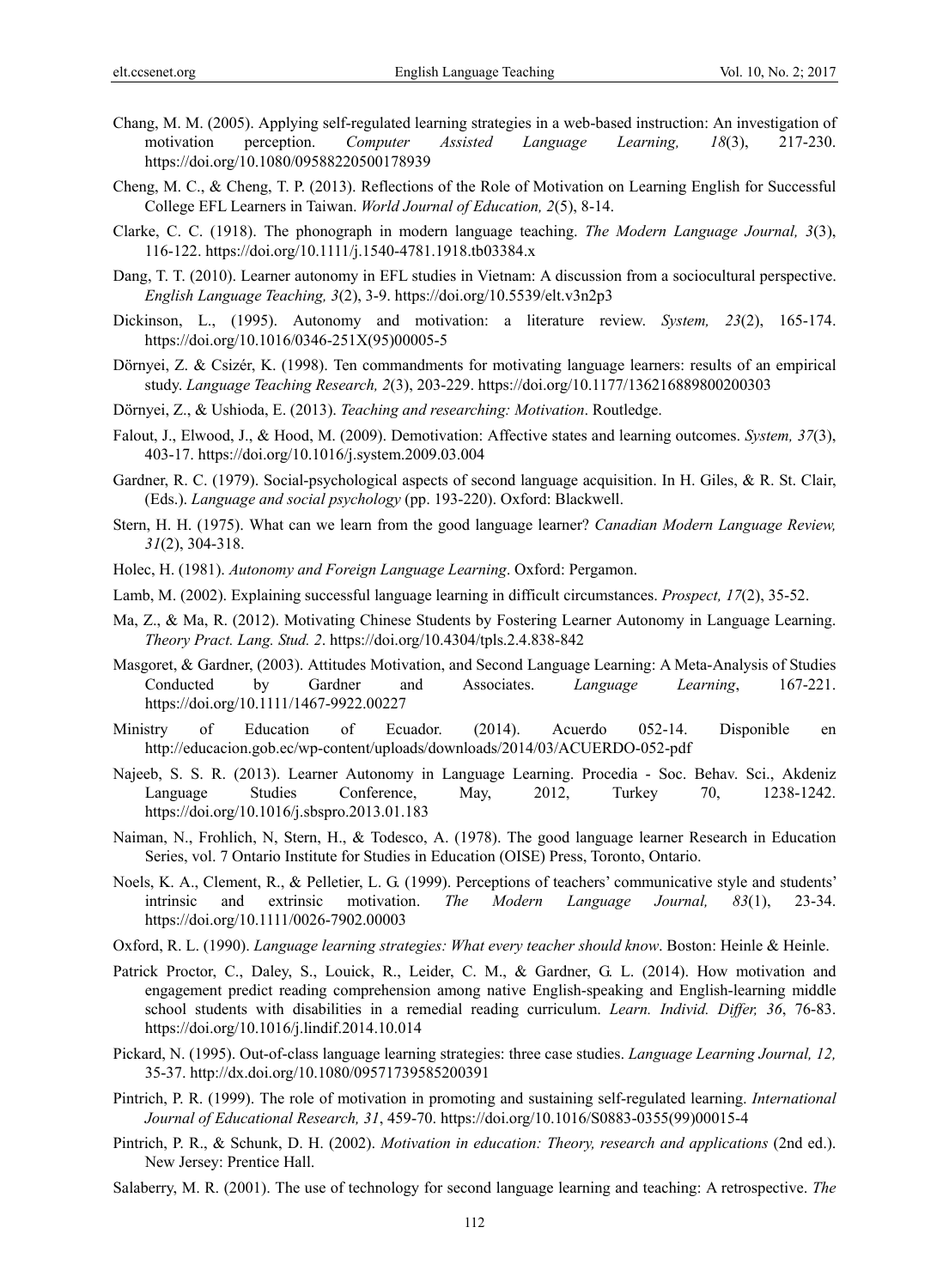Chang, M. M. (2005). Applying self-regulated learning strategies in a web-based instruction: An investigation of motivation perception. *Computer Assisted Language Learning, 18*(3), 217-230. https://doi.org/10.1080/09588220500178939

Cheng, M. C., & Cheng, T. P. (2013). Reflections of the Role of Motivation on Learning English for Successful College EFL Learners in Taiwan. *World Journal of Education, 2*(5), 8-14.

Clarke, C. C. (1918). The phonograph in modern language teaching. *The Modern Language Journal, 3*(3), 116-122. https://doi.org/10.1111/j.1540-4781.1918.tb03384.x

Dang, T. T. (2010). Learner autonomy in EFL studies in Vietnam: A discussion from a sociocultural perspective. *English Language Teaching, 3*(2), 3-9. https://doi.org/10.5539/elt.v3n2p3

Dickinson, L., (1995). Autonomy and motivation: a literature review. *System, 23*(2), 165-174. https://doi.org/10.1016/0346-251X(95)00005-5

Dörnyei, Z. & Csizér, K. (1998). Ten commandments for motivating language learners: results of an empirical study. *Language Teaching Research, 2*(3), 203-229. https://doi.org/10.1177/136216889800200303

Dörnyei, Z., & Ushioda, E. (2013). *Teaching and researching: Motivation*. Routledge.

Falout, J., Elwood, J., & Hood, M. (2009). Demotivation: Affective states and learning outcomes. *System, 37*(3), 403-17. https://doi.org/10.1016/j.system.2009.03.004

Gardner, R. C. (1979). Social-psychological aspects of second language acquisition. In H. Giles, & R. St. Clair, (Eds.). *Language and social psychology* (pp. 193-220). Oxford: Blackwell.

Stern, H. H. (1975). What can we learn from the good language learner? *Canadian Modern Language Review, 31*(2), 304-318.

Holec, H. (1981). *Autonomy and Foreign Language Learning*. Oxford: Pergamon.

Lamb, M. (2002). Explaining successful language learning in difficult circumstances. *Prospect, 17*(2), 35-52.

Ma, Z., & Ma, R. (2012). Motivating Chinese Students by Fostering Learner Autonomy in Language Learning. *Theory Pract. Lang. Stud. 2*. https://doi.org/10.4304/tpls.2.4.838-842

Masgoret, & Gardner, (2003). Attitudes Motivation, and Second Language Learning: A Meta-Analysis of Studies Conducted by Gardner and Associates. *Language Learning*, 167-221. https://doi.org/10.1111/1467-9922.00227

Ministry of Education of Ecuador. (2014). Acuerdo 052-14. Disponible en http://educacion.gob.ec/wp-content/uploads/downloads/2014/03/ACUERDO-052-pdf

Najeeb, S. S. R. (2013). Learner Autonomy in Language Learning. Procedia - Soc. Behav. Sci., Akdeniz Language Studies Conference, May, 2012, Turkey 70, 1238-1242. https://doi.org/10.1016/j.sbspro.2013.01.183

Naiman, N., Frohlich, N, Stern, H., & Todesco, A. (1978). The good language learner Research in Education Series, vol. 7 Ontario Institute for Studies in Education (OISE) Press, Toronto, Ontario.

Noels, K. A., Clement, R., & Pelletier, L. G. (1999). Perceptions of teachers' communicative style and students' intrinsic and extrinsic motivation. *The Modern Language Journal, 83*(1), 23-34. https://doi.org/10.1111/0026-7902.00003

Oxford, R. L. (1990). *Language learning strategies: What every teacher should know*. Boston: Heinle & Heinle.

Patrick Proctor, C., Daley, S., Louick, R., Leider, C. M., & Gardner, G. L. (2014). How motivation and engagement predict reading comprehension among native English-speaking and English-learning middle school students with disabilities in a remedial reading curriculum. *Learn. Individ. Differ, 36*, 76-83. https://doi.org/10.1016/j.lindif.2014.10.014

Pickard, N. (1995). Out-of-class language learning strategies: three case studies. *Language Learning Journal, 12,* 35-37. http://dx.doi.org/10.1080/09571739585200391

Pintrich, P. R. (1999). The role of motivation in promoting and sustaining self-regulated learning. *International Journal of Educational Research, 31*, 459-70. https://doi.org/10.1016/S0883-0355(99)00015-4

Pintrich, P. R., & Schunk, D. H. (2002). *Motivation in education: Theory, research and applications* (2nd ed.). New Jersey: Prentice Hall.

Salaberry, M. R. (2001). The use of technology for second language learning and teaching: A retrospective. *The*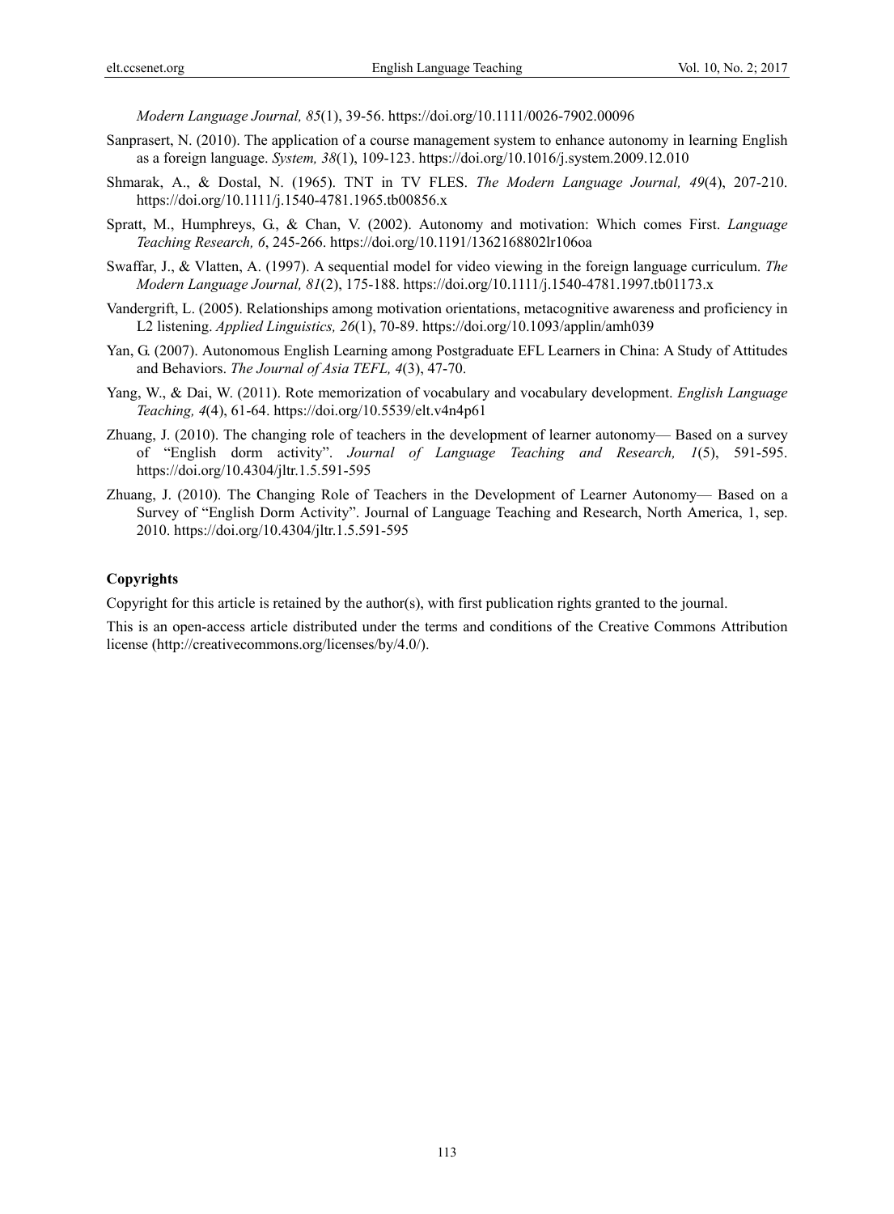*Modern Language Journal, 85*(1), 39-56. https://doi.org/10.1111/0026-7902.00096

Sanprasert, N. (2010). The application of a course management system to enhance autonomy in learning English as a foreign language. *System, 38*(1), 109-123. https://doi.org/10.1016/j.system.2009.12.010

Shmarak, A., & Dostal, N. (1965). TNT in TV FLES. *The Modern Language Journal, 49*(4), 207-210. https://doi.org/10.1111/j.1540-4781.1965.tb00856.x

Spratt, M., Humphreys, G., & Chan, V. (2002). Autonomy and motivation: Which comes First. *Language Teaching Research, 6*, 245-266. https://doi.org/10.1191/1362168802lr106oa

Swaffar, J., & Vlatten, A. (1997). A sequential model for video viewing in the foreign language curriculum. *The Modern Language Journal, 81*(2), 175-188. https://doi.org/10.1111/j.1540-4781.1997.tb01173.x

Vandergrift, L. (2005). Relationships among motivation orientations, metacognitive awareness and proficiency in L2 listening. *Applied Linguistics, 26*(1), 70-89. https://doi.org/10.1093/applin/amh039

Yan, G. (2007). Autonomous English Learning among Postgraduate EFL Learners in China: A Study of Attitudes and Behaviors. *The Journal of Asia TEFL, 4*(3), 47-70.

Yang, W., & Dai, W. (2011). Rote memorization of vocabulary and vocabulary development. *English Language Teaching, 4*(4), 61-64. https://doi.org/10.5539/elt.v4n4p61

Zhuang, J. (2010). The changing role of teachers in the development of learner autonomy— Based on a survey of "English dorm activity". *Journal of Language Teaching and Research, 1*(5), 591-595. https://doi.org/10.4304/jltr.1.5.591-595

Zhuang, J. (2010). The Changing Role of Teachers in the Development of Learner Autonomy— Based on a Survey of "English Dorm Activity". Journal of Language Teaching and Research, North America, 1, sep. 2010. https://doi.org/10.4304/jltr.1.5.591-595

**Copyrights**

Copyright for this article is retained by the author(s), with first publication rights granted to the journal.

This is an open-access article distributed under the terms and conditions of the Creative Commons Attribution license (http://creativecommons.org/licenses/by/4.0/).